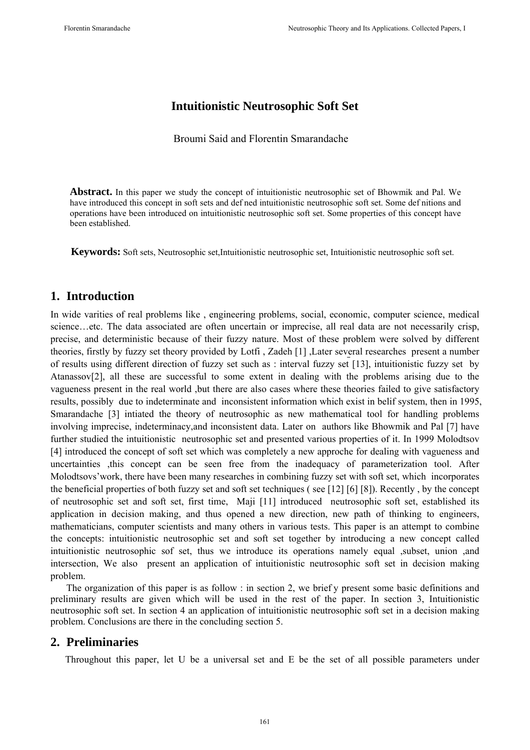# Intuitionistic Neutrosophic Soft Set

Broumi Said and Florentin Smarandache

**Abstract.** In this paper we study the concept of intuitionistic neutrosophic set of Bhowmik and Pal. We have introduced this concept in soft sets and def ned intuitionistic neutrosophic soft set. Some def nitions and operations have been introduced on intuitionistic neutrosophic soft set. Some properties of this concept have been established.

**Keywords:** Soft sets, Neutrosophic set,Intuitionistic neutrosophic set, Intuitionistic neutrosophic soft set.

## 1. Introduction

In wide varities of real problems like , engineering problems, social, economic, computer science, medical science…etc. The data associated are often uncertain or imprecise, all real data are not necessarily crisp, precise, and deterministic because of their fuzzy nature. Most of these problem were solved by different theories, firstly by fuzzy set theory provided by Lotfi , Zadeh [1] ,Later several researches present a number of results using different direction of fuzzy set such as : interval fuzzy set [13], intuitionistic fuzzy set by Atanassov[2], all these are successful to some extent in dealing with the problems arising due to the vagueness present in the real world ,but there are also cases where these theories failed to give satisfactory results, possibly due to indeterminate and inconsistent information which exist in belif system, then in 1995, Smarandache [3] intiated the theory of neutrosophic as new mathematical tool for handling problems involving imprecise, indeterminacy,and inconsistent data. Later on authors like Bhowmik and Pal [7] have further studied the intuitionistic neutrosophic set and presented various properties of it. In 1999 Molodtsov [4] introduced the concept of soft set which was completely a new approche for dealing with vagueness and uncertainties ,this concept can be seen free from the inadequacy of parameterization tool. After Molodtsovs'work, there have been many researches in combining fuzzy set with soft set, which incorporates the beneficial properties of both fuzzy set and soft set techniques ( see [12] [6] [8]). Recently , by the concept of neutrosophic set and soft set, first time, Maji [11] introduced neutrosophic soft set, established its application in decision making, and thus opened a new direction, new path of thinking to engineers, mathematicians, computer scientists and many others in various tests. This paper is an attempt to combine the concepts: intuitionistic neutrosophic set and soft set together by introducing a new concept called intuitionistic neutrosophic sof set, thus we introduce its operations namely equal ,subset, union ,and intersection, We also present an application of intuitionistic neutrosophic soft set in decision making problem.

The organization of this paper is as follow : in section 2, we brief y present some basic definitions and preliminary results are given which will be used in the rest of the paper. In section 3, Intuitionistic neutrosophic soft set. In section 4 an application of intuitionistic neutrosophic soft set in a decision making problem. Conclusions are there in the concluding section 5.

## 2. Preliminaries

Throughout this paper, let U be a universal set and E be the set of all possible parameters under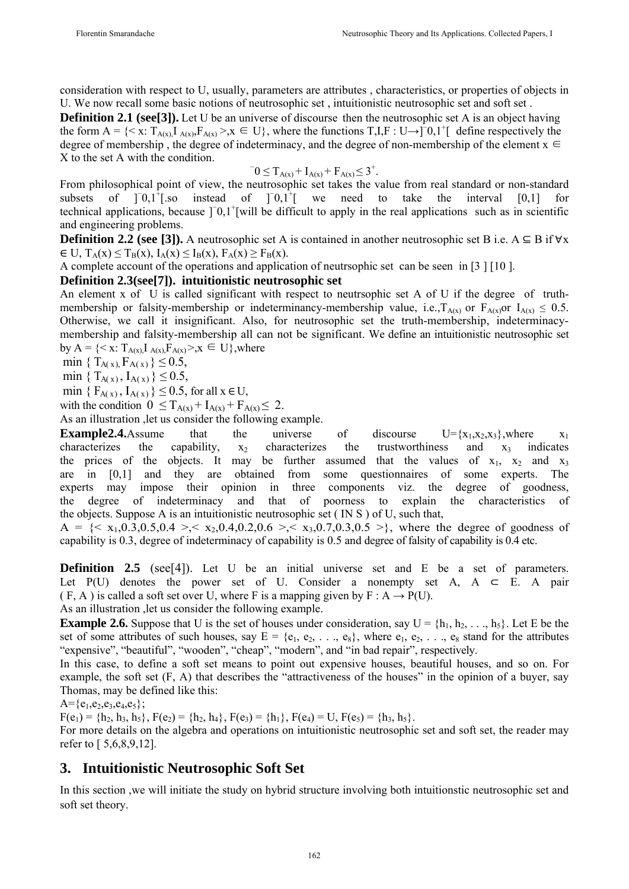consideration with respect to U, usually, parameters are attributes , characteristics, or properties of objects in U. We now recall some basic notions of neutrosophic set , intuitionistic neutrosophic set and soft set .

**Definition 2.1 (see[3]).** Let U be an universe of discourse then the neutrosophic set A is an object having the form $A = \{< x: T_{A(x)}, I_{A(x)}, F_{A(x)} >, x \in U\}$, where the functions $T,I,F : U \rightarrow ]^-0,1^+[$ define respectively the degree of membership , the degree of indeterminacy, and the degree of non-membership of the element $x \in X$ to the set A with the condition.

$$^-0 \leq T_{A(x)} + I_{A(x)} + F_{A(x)} \leq 3^+.$$

From philosophical point of view, the neutrosophic set takes the value from real standard or non-standard subsets of $]^-0,1^+[$.so instead of $]^-0,1^+[$ we need to take the interval [0,1] for technical applications, because $]^-0,1^+[$will be difficult to apply in the real applications such as in scientific and engineering problems.

**Definition 2.2 (see [3]).** A neutrosophic set A is contained in another neutrosophic set B i.e. $A \subseteq B$ if $\forall x \in U$, $T_A(x) \leq T_B(x)$, $I_A(x) \leq I_B(x)$, $F_A(x) \geq F_B(x)$.

A complete account of the operations and application of neutrsophic set can be seen in [3 ] [10 ].

**Definition 2.3(see[7]). intuitionistic neutrosophic set**

An element x of U is called significant with respect to neutrsophic set A of U if the degree of truth-membership or falsity-membership or indeterminancy-membership value, i.e.,$T_{A(x)}$ or $F_{A(x)}$or $I_{A(x)} \leq 0.5$. Otherwise, we call it insignificant. Also, for neutrosophic set the truth-membership, indeterminacy-membership and falsity-membership all can not be significant. We define an intuitionistic neutrosophic set by $A = \{< x: T_{A(x)}, I_{A(x)}, F_{A(x)} >, x \in U\}$,where

$\min \{ T_{A(x)}, F_{A(x)} \} \leq 0.5$,

$\min \{ T_{A(x)}, I_{A(x)} \} \leq 0.5$,

$\min \{ F_{A(x)}, I_{A(x)} \} \leq 0.5$, for all $x \in U$,

with the condition $0 \leq T_{A(x)} + I_{A(x)} + F_{A(x)} \leq 2$.

As an illustration ,let us consider the following example.

**Example2.4.**Assume that the universe of discourse $U=\{x_1,x_2,x_3\}$,where $x_1$ characterizes the capability, $x_2$ characterizes the trustworthiness and $x_3$ indicates the prices of the objects. It may be further assumed that the values of $x_1$, $x_2$ and $x_3$ are in [0,1] and they are obtained from some questionnaires of some experts. The experts may impose their opinion in three components viz. the degree of goodness, the degree of indeterminacy and that of poorness to explain the characteristics of the objects. Suppose A is an intuitionistic neutrosophic set ( IN S ) of U, such that,

$A = \{< x_1,0.3,0.5,0.4 >,< x_2,0.4,0.2,0.6 >,< x_3,0.7,0.3,0.5 >\}$, where the degree of goodness of capability is 0.3, degree of indeterminacy of capability is 0.5 and degree of falsity of capability is 0.4 etc.

**Definition 2.5** (see[4]). Let U be an initial universe set and E be a set of parameters. Let P(U) denotes the power set of U. Consider a nonempty set A, $A \subset E$. A pair ( F, A ) is called a soft set over U, where F is a mapping given by $F : A \rightarrow P(U)$.

As an illustration ,let us consider the following example.

**Example 2.6.** Suppose that U is the set of houses under consideration, say $U = \{h_1, h_2, . . ., h_5\}$. Let E be the set of some attributes of such houses, say $E = \{e_1, e_2, . . ., e_8\}$, where $e_1, e_2, . . ., e_8$ stand for the attributes "expensive", "beautiful", "wooden", "cheap", "modern", and "in bad repair", respectively.

In this case, to define a soft set means to point out expensive houses, beautiful houses, and so on. For example, the soft set (F, A) that describes the "attractiveness of the houses" in the opinion of a buyer, say Thomas, may be defined like this:

$A=\{e_1,e_2,e_3,e_4,e_5\}$;

$F(e_1) = \{h_2, h_3, h_5\}$, $F(e_2) = \{h_2, h_4\}$, $F(e_3) = \{h_1\}$, $F(e_4) = U$, $F(e_5) = \{h_3, h_5\}$.

For more details on the algebra and operations on intuitionistic neutrosophic set and soft set, the reader may refer to [ 5,6,8,9,12].

## 3. Intuitionistic Neutrosophic Soft Set

In this section ,we will initiate the study on hybrid structure involving both intuitionstic neutrosophic set and soft set theory.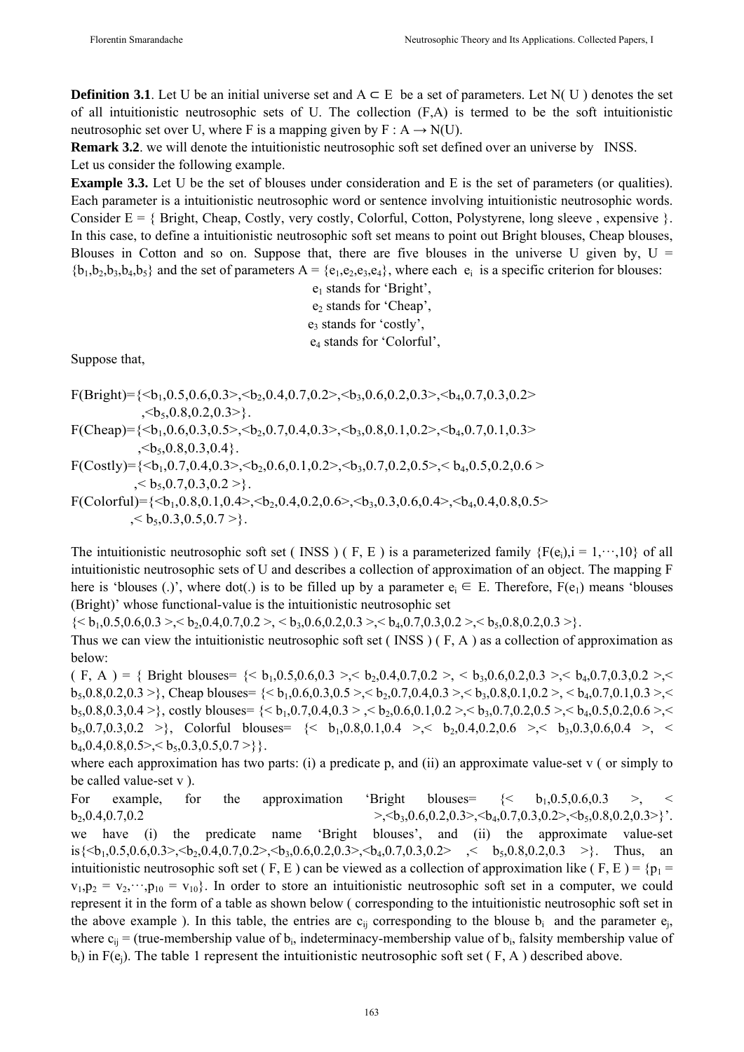**Definition 3.1**. Let U be an initial universe set and $A \subset E$ be a set of parameters. Let N( U ) denotes the set of all intuitionistic neutrosophic sets of U. The collection (F,A) is termed to be the soft intuitionistic neutrosophic set over U, where F is a mapping given by $F : A \rightarrow N(U)$.

**Remark 3.2**. we will denote the intuitionistic neutrosophic soft set defined over an universe by INSS.

Let us consider the following example.

**Example 3.3.** Let U be the set of blouses under consideration and E is the set of parameters (or qualities). Each parameter is a intuitionistic neutrosophic word or sentence involving intuitionistic neutrosophic words. Consider E = { Bright, Cheap, Costly, very costly, Colorful, Cotton, Polystyrene, long sleeve , expensive }. In this case, to define a intuitionistic neutrosophic soft set means to point out Bright blouses, Cheap blouses, Blouses in Cotton and so on. Suppose that, there are five blouses in the universe U given by, U = $\{b_1,b_2,b_3,b_4,b_5\}$ and the set of parameters A = $\{e_1,e_2,e_3,e_4\}$, where each $e_i$ is a specific criterion for blouses:

$e_1$ stands for 'Bright',

$e_2$ stands for 'Cheap',

$e_3$ stands for 'costly',

$e_4$ stands for 'Colorful',

Suppose that,

F(Bright)={<$b_1$,0.5,0.6,0.3>,<$b_2$,0.4,0.7,0.2>,<$b_3$,0.6,0.2,0.3>,<$b_4$,0.7,0.3,0.2> ,<$b_5$,0.8,0.2,0.3>}.

F(Cheap)={<$b_1$,0.6,0.3,0.5>,<$b_2$,0.7,0.4,0.3>,<$b_3$,0.8,0.1,0.2>,<$b_4$,0.7,0.1,0.3> ,<$b_5$,0.8,0.3,0.4}.

F(Costly)={<$b_1$,0.7,0.4,0.3>,<$b_2$,0.6,0.1,0.2>,<$b_3$,0.7,0.2,0.5>,< $b_4$,0.5,0.2,0.6 > ,< $b_5$,0.7,0.3,0.2 >}.

F(Colorful)={<$b_1$,0.8,0.1,0.4>,<$b_2$,0.4,0.2,0.6>,<$b_3$,0.3,0.6,0.4>,<$b_4$,0.4,0.8,0.5> ,< $b_5$,0.3,0.5,0.7 >}.

The intuitionistic neutrosophic soft set ( INSS ) ( F, E ) is a parameterized family $\{F(e_i),i = 1,\cdots,10\}$ of all intuitionistic neutrosophic sets of U and describes a collection of approximation of an object. The mapping F here is 'blouses (.)', where dot(.) is to be filled up by a parameter $e_i \in E$. Therefore, $F(e_1)$ means 'blouses (Bright)' whose functional-value is the intuitionistic neutrosophic set

{< $b_1$,0.5,0.6,0.3 >,< $b_2$,0.4,0.7,0.2 >, < $b_3$,0.6,0.2,0.3 >,< $b_4$,0.7,0.3,0.2 >,< $b_5$,0.8,0.2,0.3 >}.

Thus we can view the intuitionistic neutrosophic soft set ( INSS ) ( F, A ) as a collection of approximation as below:

( F, A ) = { Bright blouses= {< $b_1$,0.5,0.6,0.3 >,< $b_2$,0.4,0.7,0.2 >, < $b_3$,0.6,0.2,0.3 >,< $b_4$,0.7,0.3,0.2 >,< $b_5$,0.8,0.2,0.3 >}, Cheap blouses= {< $b_1$,0.6,0.3,0.5 >,< $b_2$,0.7,0.4,0.3 >,< $b_3$,0.8,0.1,0.2 >, < $b_4$,0.7,0.1,0.3 >,< $b_5$,0.8,0.3,0.4 >}, costly blouses= {< $b_1$,0.7,0.4,0.3 > ,< $b_2$,0.6,0.1,0.2 >,< $b_3$,0.7,0.2,0.5 >,< $b_4$,0.5,0.2,0.6 >,< $b_5$,0.7,0.3,0.2 >}, Colorful blouses= {< $b_1$,0.8,0.1,0.4 >,< $b_2$,0.4,0.2,0.6 >,< $b_3$,0.3,0.6,0.4 >, < $b_4$,0.4,0.8,0.5>,< $b_5$,0.3,0.5,0.7 >}}.

where each approximation has two parts: (i) a predicate p, and (ii) an approximate value-set v ( or simply to be called value-set v ).

For example, for the approximation 'Bright blouses= {< $b_1$,0.5,0.6,0.3 >, < $b_2$,0.4,0.7,0.2 >,<$b_3$,0.6,0.2,0.3>,<$b_4$,0.7,0.3,0.2>,<$b_5$,0.8,0.2,0.3>}'. we have (i) the predicate name 'Bright blouses', and (ii) the approximate value-set is{<$b_1$,0.5,0.6,0.3>,<$b_2$,0.4,0.7,0.2>,<$b_3$,0.6,0.2,0.3>,<$b_4$,0.7,0.3,0.2> ,< $b_5$,0.8,0.2,0.3 >}. Thus, an intuitionistic neutrosophic soft set ( F, E ) can be viewed as a collection of approximation like ( F, E ) = $\{p_1 = v_1,p_2 = v_2,\cdots,p_{10} = v_{10}\}$. In order to store an intuitionistic neutrosophic soft set in a computer, we could represent it in the form of a table as shown below ( corresponding to the intuitionistic neutrosophic soft set in the above example ). In this table, the entries are $c_{ij}$ corresponding to the blouse $b_i$ and the parameter $e_j$, where $c_{ij}$ = (true-membership value of $b_i$, indeterminacy-membership value of $b_i$, falsity membership value of $b_i$) in $F(e_j)$. The table 1 represent the intuitionistic neutrosophic soft set ( F, A ) described above.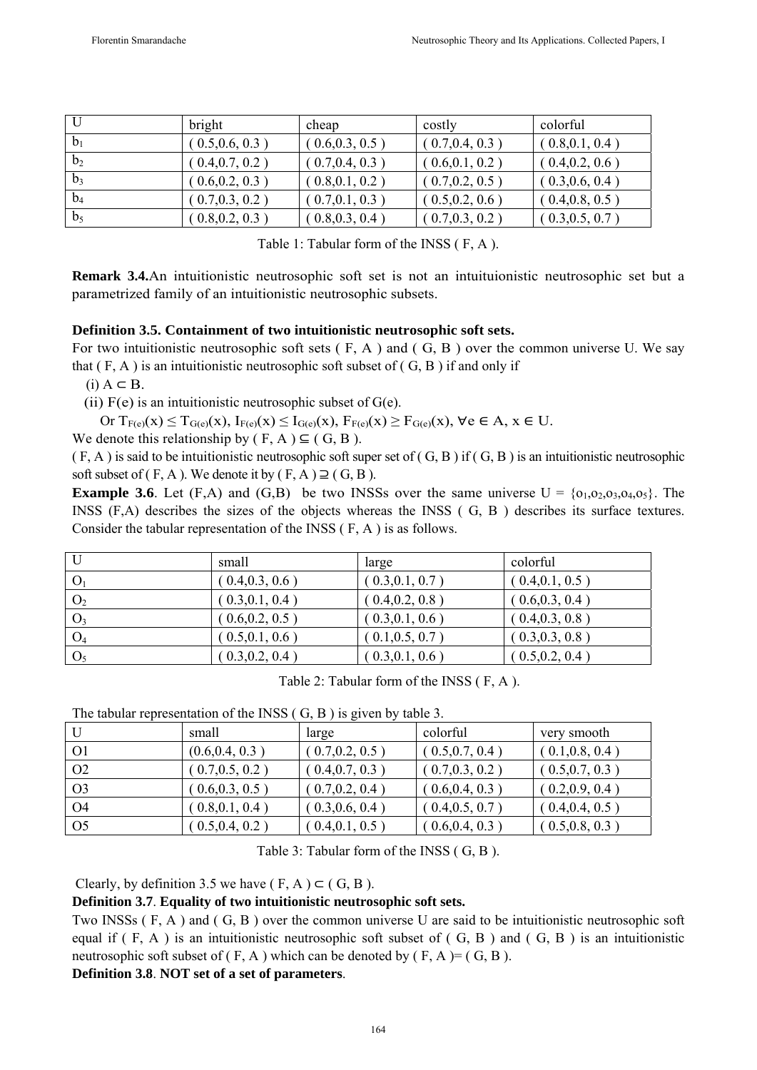| U | bright | cheap | costly | colorful |
|---|---|---|---|---|
| $b_1$ | ( 0.5,0.6, 0.3 ) | ( 0.6,0.3, 0.5 ) | ( 0.7,0.4, 0.3 ) | ( 0.8,0.1, 0.4 ) |
| $b_2$ | ( 0.4,0.7, 0.2 ) | ( 0.7,0.4, 0.3 ) | ( 0.6,0.1, 0.2 ) | ( 0.4,0.2, 0.6 ) |
| $b_3$ | ( 0.6,0.2, 0.3 ) | ( 0.8,0.1, 0.2 ) | ( 0.7,0.2, 0.5 ) | ( 0.3,0.6, 0.4 ) |
| $b_4$ | ( 0.7,0.3, 0.2 ) | ( 0.7,0.1, 0.3 ) | ( 0.5,0.2, 0.6 ) | ( 0.4,0.8, 0.5 ) |
| $b_5$ | ( 0.8,0.2, 0.3 ) | ( 0.8,0.3, 0.4 ) | ( 0.7,0.3, 0.2 ) | ( 0.3,0.5, 0.7 ) |

Table 1: Tabular form of the INSS ( F, A ).

**Remark 3.4.**An intuitionistic neutrosophic soft set is not an intuituionistic neutrosophic set but a parametrized family of an intuitionistic neutrosophic subsets.

**Definition 3.5. Containment of two intuitionistic neutrosophic soft sets.**
For two intuitionistic neutrosophic soft sets ( F, A ) and ( G, B ) over the common universe U. We say that ( F, A ) is an intuitionistic neutrosophic soft subset of ( G, B ) if and only if

(i) $A \subset B$.

(ii) F(e) is an intuitionistic neutrosophic subset of G(e).

Or $T_{F(e)}(x) \leq T_{G(e)}(x)$, $I_{F(e)}(x) \leq I_{G(e)}(x)$, $F_{F(e)}(x) \geq F_{G(e)}(x)$, $\forall e \in A$, $x \in U$.

We denote this relationship by ( F, A ) ⊆ ( G, B ).

( F, A ) is said to be intuitionistic neutrosophic soft super set of ( G, B ) if ( G, B ) is an intuitionistic neutrosophic soft subset of ( F, A ). We denote it by ( F, A ) ⊇ ( G, B ).

**Example 3.6**. Let (F,A) and (G,B) be two INSSs over the same universe $U = \{o_1,o_2,o_3,o_4,o_5\}$. The INSS (F,A) describes the sizes of the objects whereas the INSS ( G, B ) describes its surface textures. Consider the tabular representation of the INSS ( F, A ) is as follows.

| U | small | large | colorful |
|---|---|---|---|
| $O_1$ | ( 0.4,0.3, 0.6 ) | ( 0.3,0.1, 0.7 ) | ( 0.4,0.1, 0.5 ) |
| $O_2$ | ( 0.3,0.1, 0.4 ) | ( 0.4,0.2, 0.8 ) | ( 0.6,0.3, 0.4 ) |
| $O_3$ | ( 0.6,0.2, 0.5 ) | ( 0.3,0.1, 0.6 ) | ( 0.4,0.3, 0.8 ) |
| $O_4$ | ( 0.5,0.1, 0.6 ) | ( 0.1,0.5, 0.7 ) | ( 0.3,0.3, 0.8 ) |
| $O_5$ | ( 0.3,0.2, 0.4 ) | ( 0.3,0.1, 0.6 ) | ( 0.5,0.2, 0.4 ) |

Table 2: Tabular form of the INSS ( F, A ).

The tabular representation of the INSS ( G, B ) is given by table 3.

| U | small | large | colorful | very smooth |
|---|---|---|---|---|
| O1 | (0.6,0.4, 0.3 ) | ( 0.7,0.2, 0.5 ) | ( 0.5,0.7, 0.4 ) | ( 0.1,0.8, 0.4 ) |
| O2 | ( 0.7,0.5, 0.2 ) | ( 0.4,0.7, 0.3 ) | ( 0.7,0.3, 0.2 ) | ( 0.5,0.7, 0.3 ) |
| O3 | ( 0.6,0.3, 0.5 ) | ( 0.7,0.2, 0.4 ) | ( 0.6,0.4, 0.3 ) | ( 0.2,0.9, 0.4 ) |
| O4 | ( 0.8,0.1, 0.4 ) | ( 0.3,0.6, 0.4 ) | ( 0.4,0.5, 0.7 ) | ( 0.4,0.4, 0.5 ) |
| O5 | ( 0.5,0.4, 0.2 ) | ( 0.4,0.1, 0.5 ) | ( 0.6,0.4, 0.3 ) | ( 0.5,0.8, 0.3 ) |

Table 3: Tabular form of the INSS ( G, B ).

Clearly, by definition 3.5 we have ( F, A ) ⊂ ( G, B ).

**Definition 3.7**. **Equality of two intuitionistic neutrosophic soft sets.**
Two INSSs ( F, A ) and ( G, B ) over the common universe U are said to be intuitionistic neutrosophic soft equal if ( F, A ) is an intuitionistic neutrosophic soft subset of ( G, B ) and ( G, B ) is an intuitionistic neutrosophic soft subset of ( F, A ) which can be denoted by ( F, A )= ( G, B ).

**Definition 3.8**. **NOT set of a set of parameters**.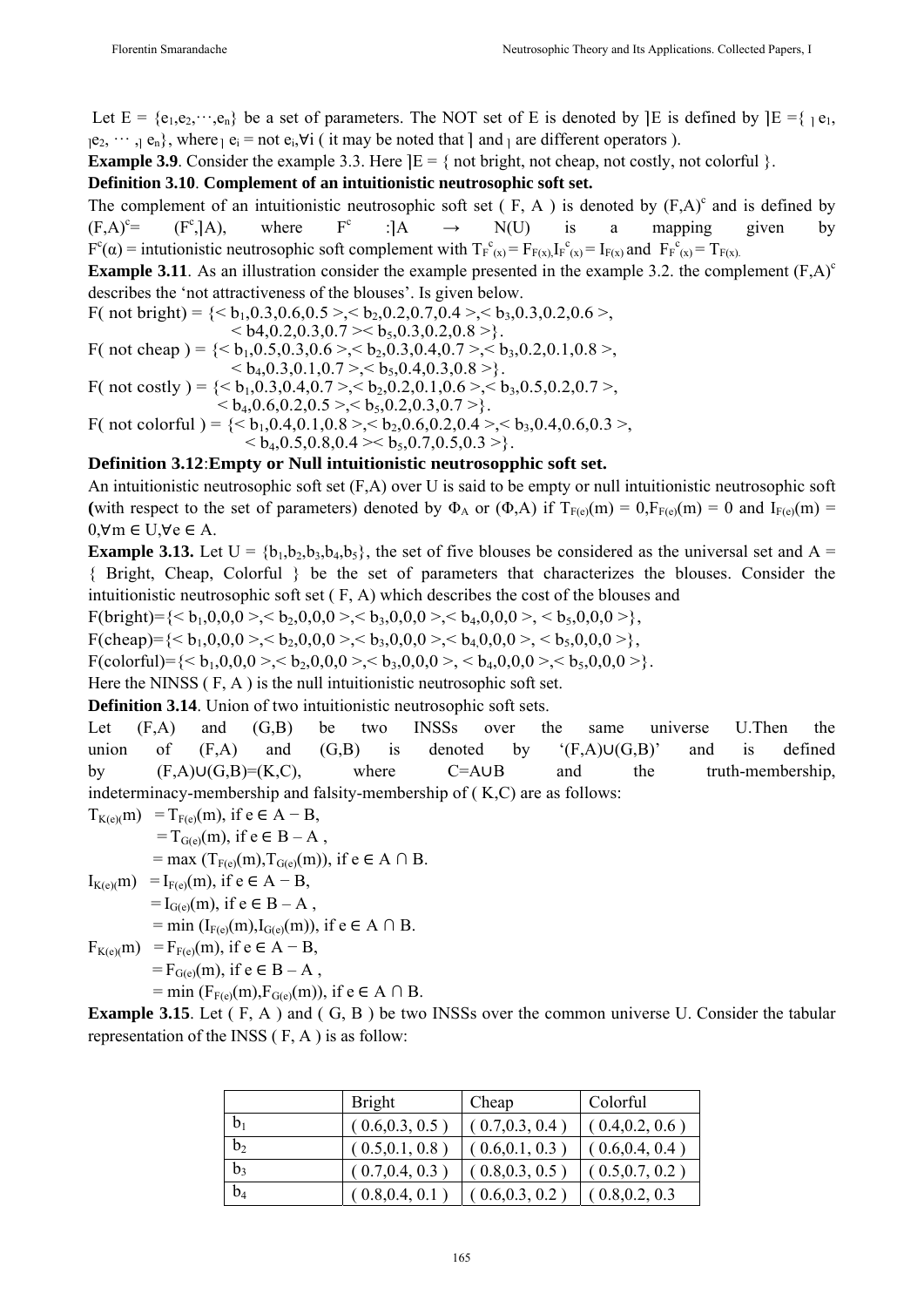Let $E = \{e_1, e_2, \cdots, e_n\}$ be a set of parameters. The NOT set of E is denoted by ⌉E is defined by $⌉E = \{ {}_⌉ e_1, {}_⌉ e_2, \cdots, {}_⌉ e_n\}$, where ${}_⌉ e_i$ = not $e_i, \forall i$ ( it may be noted that ⌉ and ${}_⌉$ are different operators ).

**Example 3.9**. Consider the example 3.3. Here ⌉E = { not bright, not cheap, not costly, not colorful }.

**Definition 3.10**. **Complement of an intuitionistic neutrosophic soft set.**

The complement of an intuitionistic neutrosophic soft set ( F, A ) is denoted by $(F,A)^c$ and is defined by $(F,A)^c = (F^c, ⌉A)$, where $F^c : ⌉A \rightarrow N(U)$ is a mapping given by $F^c(\alpha)$ = intutionistic neutrosophic soft complement with $T_{F^c(x)} = F_{F(x)}, I_{F^c(x)} = I_{F(x)}$ and $F_{F^c(x)} = T_{F(x)}$.

**Example 3.11**. As an illustration consider the example presented in the example 3.2. the complement $(F,A)^c$ describes the 'not attractiveness of the blouses'. Is given below.

F( not bright) = {< $b_1$,0.3,0.6,0.5 >,< $b_2$,0.2,0.7,0.4 >,< $b_3$,0.3,0.2,0.6 >, < b4,0.2,0.3,0.7 >< $b_5$,0.3,0.2,0.8 >}.

F( not cheap ) = {< $b_1$,0.5,0.3,0.6 >,< $b_2$,0.3,0.4,0.7 >,< $b_3$,0.2,0.1,0.8 >, < $b_4$,0.3,0.1,0.7 >,< $b_5$,0.4,0.3,0.8 >}.

F( not costly ) = {< $b_1$,0.3,0.4,0.7 >,< $b_2$,0.2,0.1,0.6 >,< $b_3$,0.5,0.2,0.7 >, < $b_4$,0.6,0.2,0.5 >,< $b_5$,0.2,0.3,0.7 >}.

F( not colorful ) = {< $b_1$,0.4,0.1,0.8 >,< $b_2$,0.6,0.2,0.4 >,< $b_3$,0.4,0.6,0.3 >, < $b_4$,0.5,0.8,0.4 >< $b_5$,0.7,0.5,0.3 >}.

**Definition 3.12**:**Empty or Null intuitionistic neutrosopphic soft set.**

An intuitionistic neutrosophic soft set (F,A) over U is said to be empty or null intuitionistic neutrosophic soft **(**with respect to the set of parameters) denoted by $\Phi_A$ or $(\Phi,A)$ if $T_{F(e)}(m) = 0, F_{F(e)}(m) = 0$ and $I_{F(e)}(m) = 0, \forall m \in U, \forall e \in A$.

**Example 3.13.** Let $U = \{b_1,b_2,b_3,b_4,b_5\}$, the set of five blouses be considered as the universal set and A = { Bright, Cheap, Colorful } be the set of parameters that characterizes the blouses. Consider the intuitionistic neutrosophic soft set ( F, A) which describes the cost of the blouses and

F(bright)={< $b_1$,0,0,0 >,< $b_2$,0,0,0 >,< $b_3$,0,0,0 >,< $b_4$,0,0,0 >, < $b_5$,0,0,0 >},

F(cheap)={< $b_1$,0,0,0 >,< $b_2$,0,0,0 >,< $b_3$,0,0,0 >,< $b_4$,0,0,0 >, < $b_5$,0,0,0 >},

F(colorful)={< $b_1$,0,0,0 >,< $b_2$,0,0,0 >,< $b_3$,0,0,0 >, < $b_4$,0,0,0 >,< $b_5$,0,0,0 >}.

Here the NINSS ( F, A ) is the null intuitionistic neutrosophic soft set.

**Definition 3.14**. Union of two intuitionistic neutrosophic soft sets.

Let (F,A) and (G,B) be two INSSs over the same universe U.Then the union of (F,A) and (G,B) is denoted by '(F,A)∪(G,B)' and is defined by (F,A)∪(G,B)=(K,C), where C=A∪B and the truth-membership, indeterminacy-membership and falsity-membership of ( K,C) are as follows:

$$T_{K(e)}(m) = T_{F(e)}(m), \text{ if } e \in A - B,$$
$$= T_{G(e)}(m), \text{ if } e \in B - A,$$
$$= \max (T_{F(e)}(m), T_{G(e)}(m)), \text{ if } e \in A \cap B.$$

$$I_{K(e)}(m) = I_{F(e)}(m), \text{ if } e \in A - B,$$
$$= I_{G(e)}(m), \text{ if } e \in B - A,$$
$$= \min (I_{F(e)}(m), I_{G(e)}(m)), \text{ if } e \in A \cap B.$$

$$F_{K(e)}(m) = F_{F(e)}(m), \text{ if } e \in A - B,$$
$$= F_{G(e)}(m), \text{ if } e \in B - A,$$
$$= \min (F_{F(e)}(m), F_{G(e)}(m)), \text{ if } e \in A \cap B.$$

**Example 3.15**. Let ( F, A ) and ( G, B ) be two INSSs over the common universe U. Consider the tabular representation of the INSS ( F, A ) is as follow:

| | Bright | Cheap | Colorful |
|---|---|---|---|
| $b_1$ | ( 0.6,0.3, 0.5 ) | ( 0.7,0.3, 0.4 ) | ( 0.4,0.2, 0.6 ) |
| $b_2$ | ( 0.5,0.1, 0.8 ) | ( 0.6,0.1, 0.3 ) | ( 0.6,0.4, 0.4 ) |
| $b_3$ | ( 0.7,0.4, 0.3 ) | ( 0.8,0.3, 0.5 ) | ( 0.5,0.7, 0.2 ) |
| $b_4$ | ( 0.8,0.4, 0.1 ) | ( 0.6,0.3, 0.2 ) | ( 0.8,0.2, 0.3 |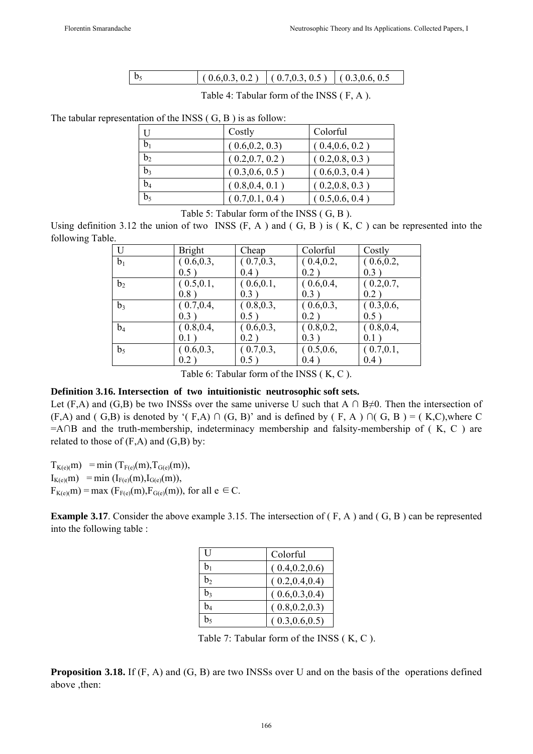| $b_5$ | ( 0.6,0.3, 0.2 ) | ( 0.7,0.3, 0.5 ) | ( 0.3,0.6, 0.5 |
|---|---|---|---|

Table 4: Tabular form of the INSS ( F, A ).

The tabular representation of the INSS ( G, B ) is as follow:

| U | Costly | Colorful |
|---|---|---|
| $b_1$ | ( 0.6,0.2, 0.3) | ( 0.4,0.6, 0.2 ) |
| $b_2$ | ( 0.2,0.7, 0.2 ) | ( 0.2,0.8, 0.3 ) |
| $b_3$ | ( 0.3,0.6, 0.5 ) | ( 0.6,0.3, 0.4 ) |
| $b_4$ | ( 0.8,0.4, 0.1 ) | ( 0.2,0.8, 0.3 ) |
| $b_5$ | ( 0.7,0.1, 0.4 ) | ( 0.5,0.6, 0.4 ) |

Table 5: Tabular form of the INSS ( G, B ).

Using definition 3.12 the union of two INSS (F, A ) and ( G, B ) is ( K, C ) can be represented into the following Table.

| U | Bright | Cheap | Colorful | Costly |
|---|---|---|---|---|
| $b_1$ | ( 0.6,0.3, 0.5 ) | ( 0.7,0.3, 0.4 ) | ( 0.4,0.2, 0.2 ) | ( 0.6,0.2, 0.3 ) |
| $b_2$ | ( 0.5,0.1, 0.8 ) | ( 0.6,0.1, 0.3 ) | ( 0.6,0.4, 0.3 ) | ( 0.2,0.7, 0.2 ) |
| $b_3$ | ( 0.7,0.4, 0.3 ) | ( 0.8,0.3, 0.5 ) | ( 0.6,0.3, 0.2 ) | ( 0.3,0.6, 0.5 ) |
| $b_4$ | ( 0.8,0.4, 0.1 ) | ( 0.6,0.3, 0.2 ) | ( 0.8,0.2, 0.3 ) | ( 0.8,0.4, 0.1 ) |
| $b_5$ | ( 0.6,0.3, 0.2 ) | ( 0.7,0.3, 0.5 ) | ( 0.5,0.6, 0.4 ) | ( 0.7,0.1, 0.4 ) |

Table 6: Tabular form of the INSS ( K, C ).

**Definition 3.16. Intersection of two intuitionistic neutrosophic soft sets.**

Let (F,A) and (G,B) be two INSSs over the same universe U such that $A \cap B \neq 0$. Then the intersection of (F,A) and ( G,B) is denoted by '( F,A) ∩ (G, B)' and is defined by ( F, A ) ∩( G, B ) = ( K,C),where $C = A \cap B$ and the truth-membership, indeterminacy membership and falsity-membership of ( K, C ) are related to those of (F,A) and (G,B) by:

$T_{K(e)}(m) = \min (T_{F(e)}(m), T_{G(e)}(m))$,
$I_{K(e)}(m) = \min (I_{F(e)}(m), I_{G(e)}(m))$,
$F_{K(e)}(m) = \max (F_{F(e)}(m), F_{G(e)}(m))$, for all $e \in C$.

**Example 3.17**. Consider the above example 3.15. The intersection of ( F, A ) and ( G, B ) can be represented into the following table :

| U | Colorful |
|---|---|
| $b_1$ | ( 0.4,0.2,0.6) |
| $b_2$ | ( 0.2,0.4,0.4) |
| $b_3$ | ( 0.6,0.3,0.4) |
| $b_4$ | ( 0.8,0.2,0.3) |
| $b_5$ | ( 0.3,0.6,0.5) |

Table 7: Tabular form of the INSS ( K, C ).

**Proposition 3.18.** If (F, A) and (G, B) are two INSSs over U and on the basis of the operations defined above ,then: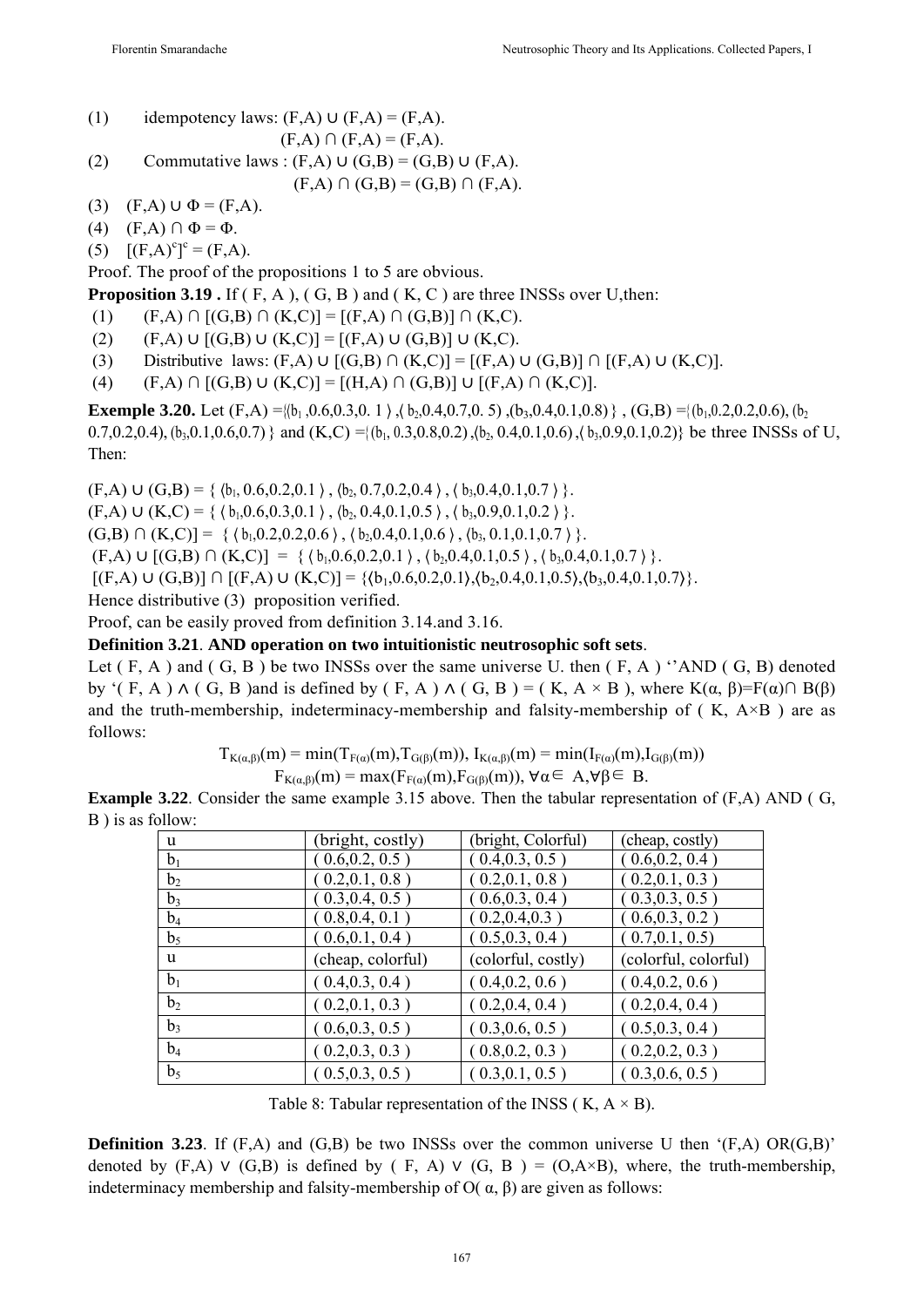(1) idempotency laws: (F,A) ∪ (F,A) = (F,A).

(F,A) ∩ (F,A) = (F,A).

(2) Commutative laws : (F,A) ∪ (G,B) = (G,B) ∪ (F,A).

(F,A) ∩ (G,B) = (G,B) ∩ (F,A).

(3) (F,A) ∪ Φ = (F,A).

(4) (F,A) ∩ Φ = Φ.

(5) $[(F,A)^c]^c = (F,A)$.

Proof. The proof of the propositions 1 to 5 are obvious.

**Proposition 3.19 .** If ( F, A ), ( G, B ) and ( K, C ) are three INSSs over U,then:

(1) (F,A) ∩ [(G,B) ∩ (K,C)] = [(F,A) ∩ (G,B)] ∩ (K,C).

(2) (F,A) ∪ [(G,B) ∪ (K,C)] = [(F,A) ∪ (G,B)] ∪ (K,C).

(3) Distributive laws: (F,A) ∪ [(G,B) ∩ (K,C)] = [(F,A) ∪ (G,B)] ∩ [(F,A) ∪ (K,C)].

(4) (F,A) ∩ [(G,B) ∪ (K,C)] = [(H,A) ∩ (G,B)] ∪ [(F,A) ∩ (K,C)].

**Exemple 3.20.** Let (F,A) ={⟨$b_1$ ,0.6,0.3,0. 1 ⟩ ,⟨ $b_2$,0.4,0.7,0. 5) ,($b_3$,0.4,0.1,0.8)} , (G,B) ={($b_1$,0.2,0.2,0.6), ($b_2$ 0.7,0.2,0.4), ($b_3$,0.1,0.6,0.7)} and (K,C) ={($b_1$, 0.3,0.8,0.2) ,($b_2$, 0.4,0.1,0.6) ,( $b_3$,0.9,0.1,0.2)} be three INSSs of U, Then:

(F,A) ∪ (G,B) = { ⟨$b_1$, 0.6,0.2,0.1 ⟩ , ⟨$b_2$, 0.7,0.2,0.4 ⟩ , ⟨ $b_3$,0.4,0.1,0.7 ⟩ }.

(F,A) ∪ (K,C) = { ⟨ $b_1$,0.6,0.3,0.1 ⟩ , ⟨$b_2$, 0.4,0.1,0.5 ⟩ , ⟨ $b_3$,0.9,0.1,0.2 ⟩ }.

(G,B) ∩ (K,C)] = { ⟨ $b_1$,0.2,0.2,0.6 ⟩ , ⟨ $b_2$,0.4,0.1,0.6 ⟩ , ⟨$b_3$, 0.1,0.1,0.7 ⟩ }.

(F,A) ∪ [(G,B) ∩ (K,C)] = { ⟨ $b_1$,0.6,0.2,0.1 ⟩ , ⟨ $b_2$,0.4,0.1,0.5 ⟩ , ⟨ $b_3$,0.4,0.1,0.7 ⟩ }.

[(F,A) ∪ (G,B)] ∩ [(F,A) ∪ (K,C)] = {⟨$b_1$,0.6,0.2,0.1⟩,⟨$b_2$,0.4,0.1,0.5⟩,⟨$b_3$,0.4,0.1,0.7⟩}.

Hence distributive (3) proposition verified.

Proof, can be easily proved from definition 3.14.and 3.16.

**Definition 3.21**. **AND operation on two intuitionistic neutrosophic soft sets**.

Let ( F, A ) and ( G, B ) be two INSSs over the same universe U. then ( F, A ) ''AND ( G, B) denoted by '( F, A ) ∧ ( G, B )and is defined by ( F, A ) ∧ ( G, B ) = ( K, A × B ), where K(α, β)=F(α)∩ B(β) and the truth-membership, indeterminacy-membership and falsity-membership of ( K, A×B ) are as follows:

$$T_{K(\alpha,\beta)}(m) = \min(T_{F(\alpha)}(m),T_{G(\beta)}(m)),\ I_{K(\alpha,\beta)}(m) = \min(I_{F(\alpha)}(m),I_{G(\beta)}(m))$$

$$F_{K(\alpha,\beta)}(m) = \max(F_{F(\alpha)}(m),F_{G(\beta)}(m)),\ \forall\alpha\in A,\forall\beta\in B.$$

**Example 3.22**. Consider the same example 3.15 above. Then the tabular representation of (F,A) AND ( G, B ) is as follow:

| u | (bright, costly) | (bright, Colorful) | (cheap, costly) |
|---|---|---|---|
| $b_1$ | ( 0.6,0.2, 0.5 ) | ( 0.4,0.3, 0.5 ) | ( 0.6,0.2, 0.4 ) |
| $b_2$ | ( 0.2,0.1, 0.8 ) | ( 0.2,0.1, 0.8 ) | ( 0.2,0.1, 0.3 ) |
| $b_3$ | ( 0.3,0.4, 0.5 ) | ( 0.6,0.3, 0.4 ) | ( 0.3,0.3, 0.5 ) |
| $b_4$ | ( 0.8,0.4, 0.1 ) | ( 0.2,0.4,0.3 ) | ( 0.6,0.3, 0.2 ) |
| $b_5$ | ( 0.6,0.1, 0.4 ) | ( 0.5,0.3, 0.4 ) | ( 0.7,0.1, 0.5) |
| u | (cheap, colorful) | (colorful, costly) | (colorful, colorful) |
| $b_1$ | ( 0.4,0.3, 0.4 ) | ( 0.4,0.2, 0.6 ) | ( 0.4,0.2, 0.6 ) |
| $b_2$ | ( 0.2,0.1, 0.3 ) | ( 0.2,0.4, 0.4 ) | ( 0.2,0.4, 0.4 ) |
| $b_3$ | ( 0.6,0.3, 0.5 ) | ( 0.3,0.6, 0.5 ) | ( 0.5,0.3, 0.4 ) |
| $b_4$ | ( 0.2,0.3, 0.3 ) | ( 0.8,0.2, 0.3 ) | ( 0.2,0.2, 0.3 ) |
| $b_5$ | ( 0.5,0.3, 0.5 ) | ( 0.3,0.1, 0.5 ) | ( 0.3,0.6, 0.5 ) |

Table 8: Tabular representation of the INSS ( K, A × B).

**Definition 3.23**. If (F,A) and (G,B) be two INSSs over the common universe U then '(F,A) OR(G,B)' denoted by (F,A) ∨ (G,B) is defined by ( F, A) ∨ (G, B ) = (O,A×B), where, the truth-membership, indeterminacy membership and falsity-membership of O( α, β) are given as follows: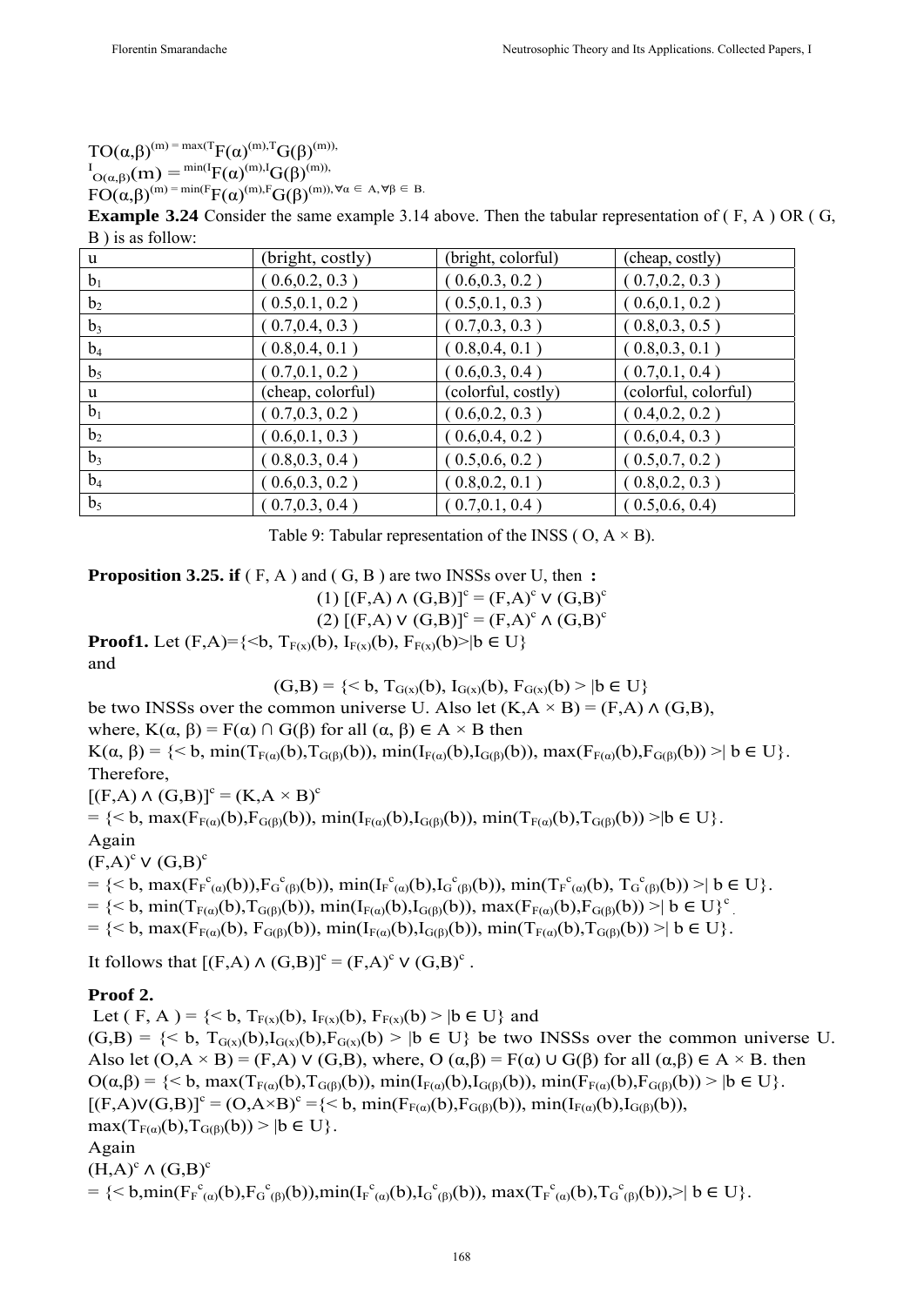$T_{O(\alpha,\beta)}(m) = \max(T_{F(\alpha)}(m), T_{G(\beta)}(m))$,

$I_{O(\alpha,\beta)}(m) = \min(I_{F(\alpha)}(m), I_{G(\beta)}(m))$,

$F_{O(\alpha,\beta)}(m) = \min(F_{F(\alpha)}(m), F_{G(\beta)}(m)), \forall \alpha \in A, \forall \beta \in B.$

**Example 3.24** Consider the same example 3.14 above. Then the tabular representation of ( F, A ) OR ( G, B ) is as follow:

| u | (bright, costly) | (bright, colorful) | (cheap, costly) |
|---|---|---|---|
| $b_1$ | ( 0.6,0.2, 0.3 ) | ( 0.6,0.3, 0.2 ) | ( 0.7,0.2, 0.3 ) |
| $b_2$ | ( 0.5,0.1, 0.2 ) | ( 0.5,0.1, 0.3 ) | ( 0.6,0.1, 0.2 ) |
| $b_3$ | ( 0.7,0.4, 0.3 ) | ( 0.7,0.3, 0.3 ) | ( 0.8,0.3, 0.5 ) |
| $b_4$ | ( 0.8,0.4, 0.1 ) | ( 0.8,0.4, 0.1 ) | ( 0.8,0.3, 0.1 ) |
| $b_5$ | ( 0.7,0.1, 0.2 ) | ( 0.6,0.3, 0.4 ) | ( 0.7,0.1, 0.4 ) |
| u | (cheap, colorful) | (colorful, costly) | (colorful, colorful) |
| $b_1$ | ( 0.7,0.3, 0.2 ) | ( 0.6,0.2, 0.3 ) | ( 0.4,0.2, 0.2 ) |
| $b_2$ | ( 0.6,0.1, 0.3 ) | ( 0.6,0.4, 0.2 ) | ( 0.6,0.4, 0.3 ) |
| $b_3$ | ( 0.8,0.3, 0.4 ) | ( 0.5,0.6, 0.2 ) | ( 0.5,0.7, 0.2 ) |
| $b_4$ | ( 0.6,0.3, 0.2 ) | ( 0.8,0.2, 0.1 ) | ( 0.8,0.2, 0.3 ) |
| $b_5$ | ( 0.7,0.3, 0.4 ) | ( 0.7,0.1, 0.4 ) | ( 0.5,0.6, 0.4) |

Table 9: Tabular representation of the INSS ( O, A × B).

**Proposition 3.25. if** ( F, A ) and ( G, B ) are two INSSs over U, then **:**

$$(1)\ [(F,A) \wedge (G,B)]^c = (F,A)^c \vee (G,B)^c$$

$$(2)\ [(F,A) \vee (G,B)]^c = (F,A)^c \wedge (G,B)^c$$

**Proof1.** Let $(F,A)=\{<b, T_{F(x)}(b), I_{F(x)}(b), F_{F(x)}(b)>|b \in U\}$
and

$$(G,B) = \{< b, T_{G(x)}(b), I_{G(x)}(b), F_{G(x)}(b) > |b \in U\}$$

be two INSSs over the common universe U. Also let $(K,A \times B) = (F,A) \wedge (G,B)$,
where, $K(\alpha, \beta) = F(\alpha) \cap G(\beta)$ for all $(\alpha, \beta) \in A \times B$ then
$K(\alpha, \beta) = \{< b, \min(T_{F(\alpha)}(b),T_{G(\beta)}(b)), \min(I_{F(\alpha)}(b),I_{G(\beta)}(b)), \max(F_{F(\alpha)}(b),F_{G(\beta)}(b)) >| b \in U\}$.
Therefore,
$[(F,A) \wedge (G,B)]^c = (K,A \times B)^c$
$= \{< b, \max(F_{F(\alpha)}(b),F_{G(\beta)}(b)), \min(I_{F(\alpha)}(b),I_{G(\beta)}(b)), \min(T_{F(\alpha)}(b),T_{G(\beta)}(b)) >|b \in U\}$.
Again
$(F,A)^c \vee (G,B)^c$
$= \{< b, \max(F_{F^c(\alpha)}(b)),F_{G^c(\beta)}(b)), \min(I_{F^c(\alpha)}(b),I_{G^c(\beta)}(b)), \min(T_{F^c(\alpha)}(b), T_{G^c(\beta)}(b)) >| b \in U\}$.
$= \{< b, \min(T_{F(\alpha)}(b),T_{G(\beta)}(b)), \min(I_{F(\alpha)}(b),I_{G(\beta)}(b)), \max(F_{F(\alpha)}(b),F_{G(\beta)}(b)) >| b \in U\}^c$.
$= \{< b, \max(F_{F(\alpha)}(b), F_{G(\beta)}(b)), \min(I_{F(\alpha)}(b),I_{G(\beta)}(b)), \min(T_{F(\alpha)}(b),T_{G(\beta)}(b)) >| b \in U\}$.

It follows that $[(F,A) \wedge (G,B)]^c = (F,A)^c \vee (G,B)^c$ .

**Proof 2.**
Let $( F, A ) = \{< b, T_{F(x)}(b), I_{F(x)}(b), F_{F(x)}(b) > |b \in U\}$ and
$(G,B) = \{< b, T_{G(x)}(b),I_{G(x)}(b),F_{G(x)}(b) > |b \in U\}$ be two INSSs over the common universe U. Also let $(O,A \times B) = (F,A) \vee (G,B)$, where, $O (\alpha,\beta) = F(\alpha) \cup G(\beta)$ for all $(\alpha,\beta) \in A \times B$. then
$O(\alpha,\beta) = \{< b, \max(T_{F(\alpha)}(b),T_{G(\beta)}(b)), \min(I_{F(\alpha)}(b),I_{G(\beta)}(b)), \min(F_{F(\alpha)}(b),F_{G(\beta)}(b)) > |b \in U\}$.
$[(F,A)\vee(G,B)]^c = (O,A\times B)^c =\{< b, \min(F_{F(\alpha)}(b),F_{G(\beta)}(b)), \min(I_{F(\alpha)}(b),I_{G(\beta)}(b)),$
$\max(T_{F(\alpha)}(b),T_{G(\beta)}(b)) > |b \in U\}$.
Again
$(H,A)^c \wedge (G,B)^c$
$= \{< b,\min(F_{F^c(\alpha)}(b),F_{G^c(\beta)}(b)),\min(I_{F^c(\alpha)}(b),I_{G^c(\beta)}(b)), \max(T_{F^c(\alpha)}(b),T_{G^c(\beta)}(b)),>| b \in U\}$.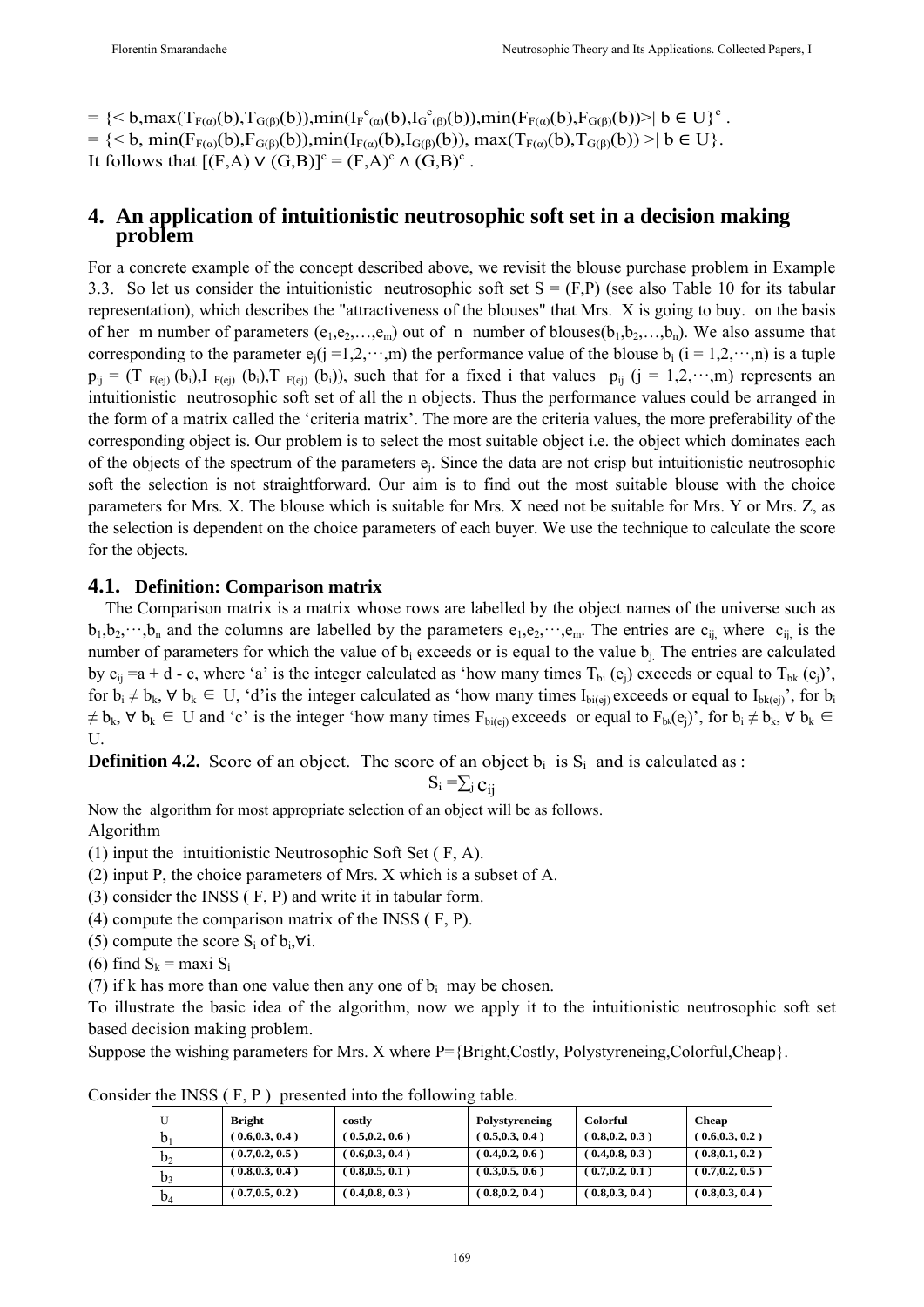$= \{< b, \max(T_{F(\alpha)}(b),T_{G(\beta)}(b)),\min(I_{F}^{c}{}_{(\alpha)}(b),I_{G}^{c}{}_{(\beta)}(b)),\min(F_{F(\alpha)}(b),F_{G(\beta)}(b))>| \ b \in U\}^c$ .
$= \{< b, \min(F_{F(\alpha)}(b),F_{G(\beta)}(b)),\min(I_{F(\alpha)}(b),I_{G(\beta)}(b)), \max(T_{F(\alpha)}(b),T_{G(\beta)}(b)) >| \ b \in U\}$.
It follows that $[(F,A) \vee (G,B)]^c = (F,A)^c \wedge (G,B)^c$ .

## 4. An application of intuitionistic neutrosophic soft set in a decision making problem

For a concrete example of the concept described above, we revisit the blouse purchase problem in Example 3.3. So let us consider the intuitionistic neutrosophic soft set S = (F,P) (see also Table 10 for its tabular representation), which describes the "attractiveness of the blouses" that Mrs. X is going to buy. on the basis of her m number of parameters $(e_1,e_2,\ldots,e_m)$ out of n number of blouses$(b_1,b_2,\ldots,b_n)$. We also assume that corresponding to the parameter $e_j(j =1,2,\cdots,m)$ the performance value of the blouse $b_i$ $(i = 1,2,\cdots,n)$ is a tuple $p_{ij} = (T_{F(ej)}(b_i),I_{F(ej)}(b_i),T_{F(ej)}(b_i))$, such that for a fixed i that values $p_{ij}$ $(j = 1,2,\cdots,m)$ represents an intuitionistic neutrosophic soft set of all the n objects. Thus the performance values could be arranged in the form of a matrix called the 'criteria matrix'. The more are the criteria values, the more preferability of the corresponding object is. Our problem is to select the most suitable object i.e. the object which dominates each of the objects of the spectrum of the parameters $e_j$. Since the data are not crisp but intuitionistic neutrosophic soft the selection is not straightforward. Our aim is to find out the most suitable blouse with the choice parameters for Mrs. X. The blouse which is suitable for Mrs. X need not be suitable for Mrs. Y or Mrs. Z, as the selection is dependent on the choice parameters of each buyer. We use the technique to calculate the score for the objects.

### 4.1. Definition: Comparison matrix

The Comparison matrix is a matrix whose rows are labelled by the object names of the universe such as $b_1,b_2,\cdots,b_n$ and the columns are labelled by the parameters $e_1,e_2,\cdots,e_m$. The entries are $c_{ij}$, where $c_{ij}$ is the number of parameters for which the value of $b_i$ exceeds or is equal to the value $b_j$. The entries are calculated by $c_{ij} = a + d - c$, where 'a' is the integer calculated as 'how many times $T_{bi}(e_j)$ exceeds or equal to $T_{bk}(e_j)$', for $b_i \neq b_k$, $\forall\, b_k \in U$, 'd'is the integer calculated as 'how many times $I_{bi(ej)}$ exceeds or equal to $I_{bk(ej)}$', for $b_i \neq b_k$, $\forall\, b_k \in U$ and 'c' is the integer 'how many times $F_{bi(ej)}$ exceeds or equal to $F_{bk}(e_j)$', for $b_i \neq b_k$, $\forall\, b_k \in U$.

**Definition 4.2.** Score of an object. The score of an object $b_i$ is $S_i$ and is calculated as :

$$S_i = \sum_j c_{ij}$$

Now the algorithm for most appropriate selection of an object will be as follows.

Algorithm

(1) input the intuitionistic Neutrosophic Soft Set ( F, A).
(2) input P, the choice parameters of Mrs. X which is a subset of A.
(3) consider the INSS ( F, P) and write it in tabular form.
(4) compute the comparison matrix of the INSS ( F, P).
(5) compute the score $S_i$ of $b_i, \forall i$.
(6) find $S_k = \max_i S_i$
(7) if k has more than one value then any one of $b_i$ may be chosen.

To illustrate the basic idea of the algorithm, now we apply it to the intuitionistic neutrosophic soft set based decision making problem.

Suppose the wishing parameters for Mrs. X where P={Bright,Costly, Polystyreneing,Colorful,Cheap}.

Consider the INSS ( F, P ) presented into the following table.

| U | Bright | costly | Polystyreneing | Colorful | Cheap |
|---|---|---|---|---|---|
| $b_1$ | ( 0.6,0.3, 0.4 ) | ( 0.5,0.2, 0.6 ) | ( 0.5,0.3, 0.4 ) | ( 0.8,0.2, 0.3 ) | ( 0.6,0.3, 0.2 ) |
| $b_2$ | ( 0.7,0.2, 0.5 ) | ( 0.6,0.3, 0.4 ) | ( 0.4,0.2, 0.6 ) | ( 0.4,0.8, 0.3 ) | ( 0.8,0.1, 0.2 ) |
| $b_3$ | ( 0.8,0.3, 0.4 ) | ( 0.8,0.5, 0.1 ) | ( 0.3,0.5, 0.6 ) | ( 0.7,0.2, 0.1 ) | ( 0.7,0.2, 0.5 ) |
| $b_4$ | ( 0.7,0.5, 0.2 ) | ( 0.4,0.8, 0.3 ) | ( 0.8,0.2, 0.4 ) | ( 0.8,0.3, 0.4 ) | ( 0.8,0.3, 0.4 ) |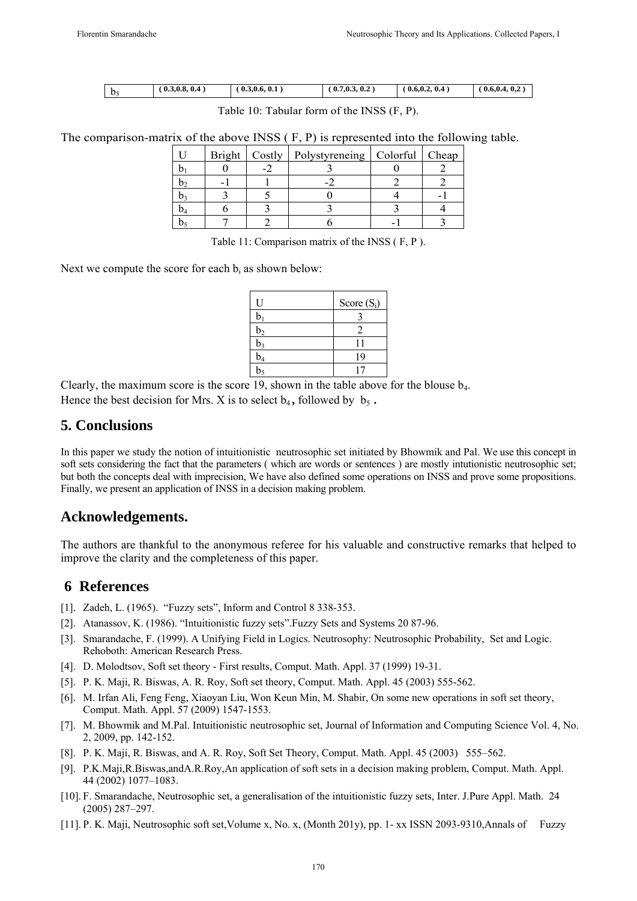| $b_5$ | ( 0.3,0.8, 0.4 ) | ( 0.3,0.6, 0.1 ) | ( 0.7,0.3, 0.2 ) | ( 0.6,0.2, 0.4 ) | ( 0.6,0.4, 0,2 ) |
|---|---|---|---|---|---|

Table 10: Tabular form of the INSS (F, P).

The comparison-matrix of the above INSS ( F, P) is represented into the following table.

| U | Bright | Costly | Polystyreneing | Colorful | Cheap |
|---|---|---|---|---|---|
| $b_1$ | 0 | -2 | 3 | 0 | 2 |
| $b_2$ | -1 | 1 | -2 | 2 | 2 |
| $b_3$ | 3 | 5 | 0 | 4 | -1 |
| $b_4$ | 6 | 3 | 3 | 3 | 4 |
| $b_5$ | 7 | 2 | 6 | -1 | 3 |

Table 11: Comparison matrix of the INSS ( F, P ).

Next we compute the score for each $b_i$ as shown below:

| U | Score ($S_i$) |
|---|---|
| $b_1$ | 3 |
| $b_2$ | 2 |
| $b_3$ | 11 |
| $b_4$ | 19 |
| $b_5$ | 17 |

Clearly, the maximum score is the score 19, shown in the table above for the blouse $b_4$.
Hence the best decision for Mrs. X is to select $b_4$, followed by $b_5$ .

## 5. Conclusions

In this paper we study the notion of intuitionistic neutrosophic set initiated by Bhowmik and Pal. We use this concept in soft sets considering the fact that the parameters ( which are words or sentences ) are mostly intutionistic neutrosophic set; but both the concepts deal with imprecision, We have also defined some operations on INSS and prove some propositions. Finally, we present an application of INSS in a decision making problem.

## Acknowledgements.

The authors are thankful to the anonymous referee for his valuable and constructive remarks that helped to improve the clarity and the completeness of this paper.

## 6 References

[1]. Zadeh, L. (1965). "Fuzzy sets", Inform and Control 8 338-353.

[2]. Atanassov, K. (1986). "Intuitionistic fuzzy sets".Fuzzy Sets and Systems 20 87-96.

[3]. Smarandache, F. (1999). A Unifying Field in Logics. Neutrosophy: Neutrosophic Probability, Set and Logic. Rehoboth: American Research Press.

[4]. D. Molodtsov, Soft set theory - First results, Comput. Math. Appl. 37 (1999) 19-31.

[5]. P. K. Maji, R. Biswas, A. R. Roy, Soft set theory, Comput. Math. Appl. 45 (2003) 555-562.

[6]. M. Irfan Ali, Feng Feng, Xiaoyan Liu, Won Keun Min, M. Shabir, On some new operations in soft set theory, Comput. Math. Appl. 57 (2009) 1547-1553.

[7]. M. Bhowmik and M.Pal. Intuitionistic neutrosophic set, Journal of Information and Computing Science Vol. 4, No. 2, 2009, pp. 142-152.

[8]. P. K. Maji, R. Biswas, and A. R. Roy, Soft Set Theory, Comput. Math. Appl. 45 (2003) 555–562.

[9]. P.K.Maji,R.Biswas,andA.R.Roy,An application of soft sets in a decision making problem, Comput. Math. Appl. 44 (2002) 1077–1083.

[10]. F. Smarandache, Neutrosophic set, a generalisation of the intuitionistic fuzzy sets, Inter. J.Pure Appl. Math. 24 (2005) 287–297.

[11]. P. K. Maji, Neutrosophic soft set,Volume x, No. x, (Month 201y), pp. 1- xx ISSN 2093-9310,Annals of Fuzzy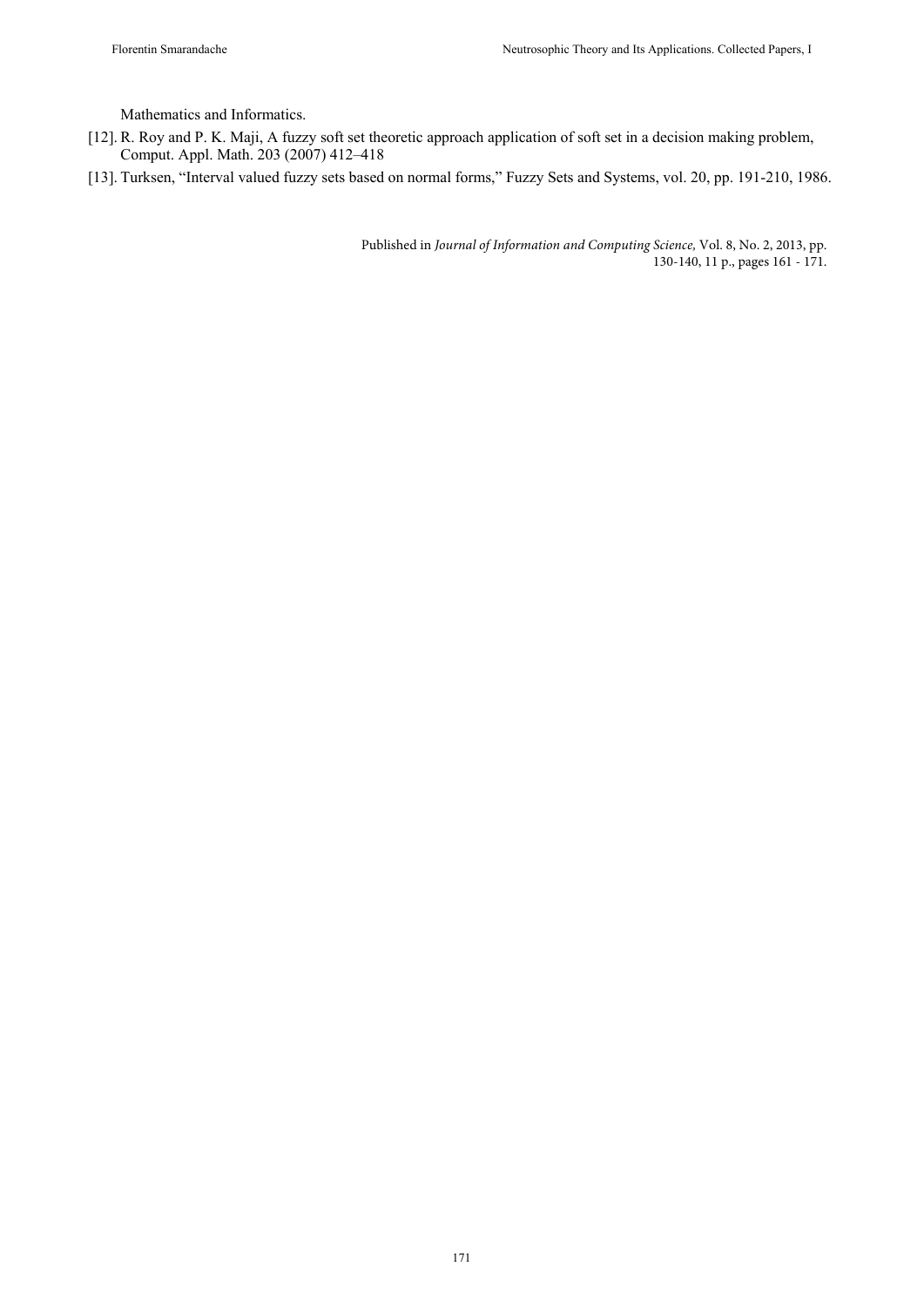Mathematics and Informatics.

[12]. R. Roy and P. K. Maji, A fuzzy soft set theoretic approach application of soft set in a decision making problem, Comput. Appl. Math. 203 (2007) 412–418

[13]. Turksen, "Interval valued fuzzy sets based on normal forms," Fuzzy Sets and Systems, vol. 20, pp. 191-210, 1986.

Published in *Journal of Information and Computing Science,* Vol. 8, No. 2, 2013, pp. 130-140, 11 p., pages 161 - 171.